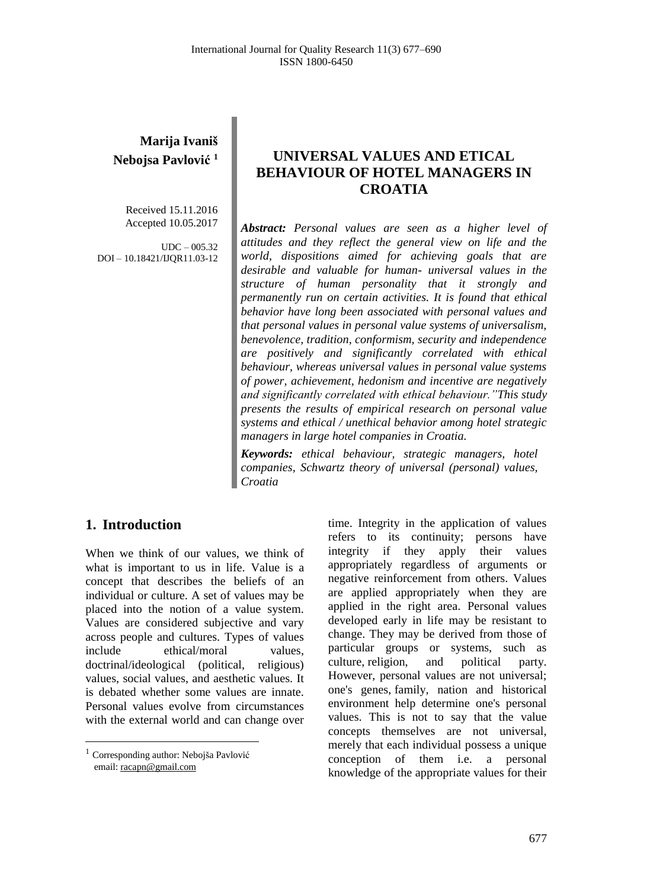**Marija Ivaniš**
**Nebojsa Pavlović** [1]

Received 15.11.2016
Accepted 10.05.2017

UDC – 005.32
DOI – 10.18421/IJQR11.03-12

# UNIVERSAL VALUES AND ETICAL BEHAVIOUR OF HOTEL MANAGERS IN CROATIA

***Abstract:*** *Personal values are seen as a higher level of attitudes and they reflect the general view on life and the world, dispositions aimed for achieving goals that are desirable and valuable for human- universal values in the structure of human personality that it strongly and permanently run on certain activities. It is found that ethical behavior have long been associated with personal values and that personal values in personal value systems of universalism, benevolence, tradition, conformism, security and independence are positively and significantly correlated with ethical behaviour, whereas universal values in personal value systems of power, achievement, hedonism and incentive are negatively and significantly correlated with ethical behaviour."This study presents the results of empirical research on personal value systems and ethical / unethical behavior among hotel strategic managers in large hotel companies in Croatia.*

***Keywords:*** *ethical behaviour, strategic managers, hotel companies, Schwartz theory of universal (personal) values, Croatia*

## 1. Introduction

When we think of our values, we think of what is important to us in life. Value is a concept that describes the beliefs of an individual or culture. A set of values may be placed into the notion of a value system. Values are considered subjective and vary across people and cultures. Types of values include ethical/moral values, doctrinal/ideological (political, religious) values, social values, and aesthetic values. It is debated whether some values are innate. Personal values evolve from circumstances with the external world and can change over time. Integrity in the application of values refers to its continuity; persons have integrity if they apply their values appropriately regardless of arguments or negative reinforcement from others. Values are applied appropriately when they are applied in the right area. Personal values developed early in life may be resistant to change. They may be derived from those of particular groups or systems, such as culture, religion, and political party. However, personal values are not universal; one's genes, family, nation and historical environment help determine one's personal values. This is not to say that the value concepts themselves are not universal, merely that each individual possess a unique conception of them i.e. a personal knowledge of the appropriate values for their

[1] Corresponding author: Nebojša Pavlović
email: racapn@gmail.com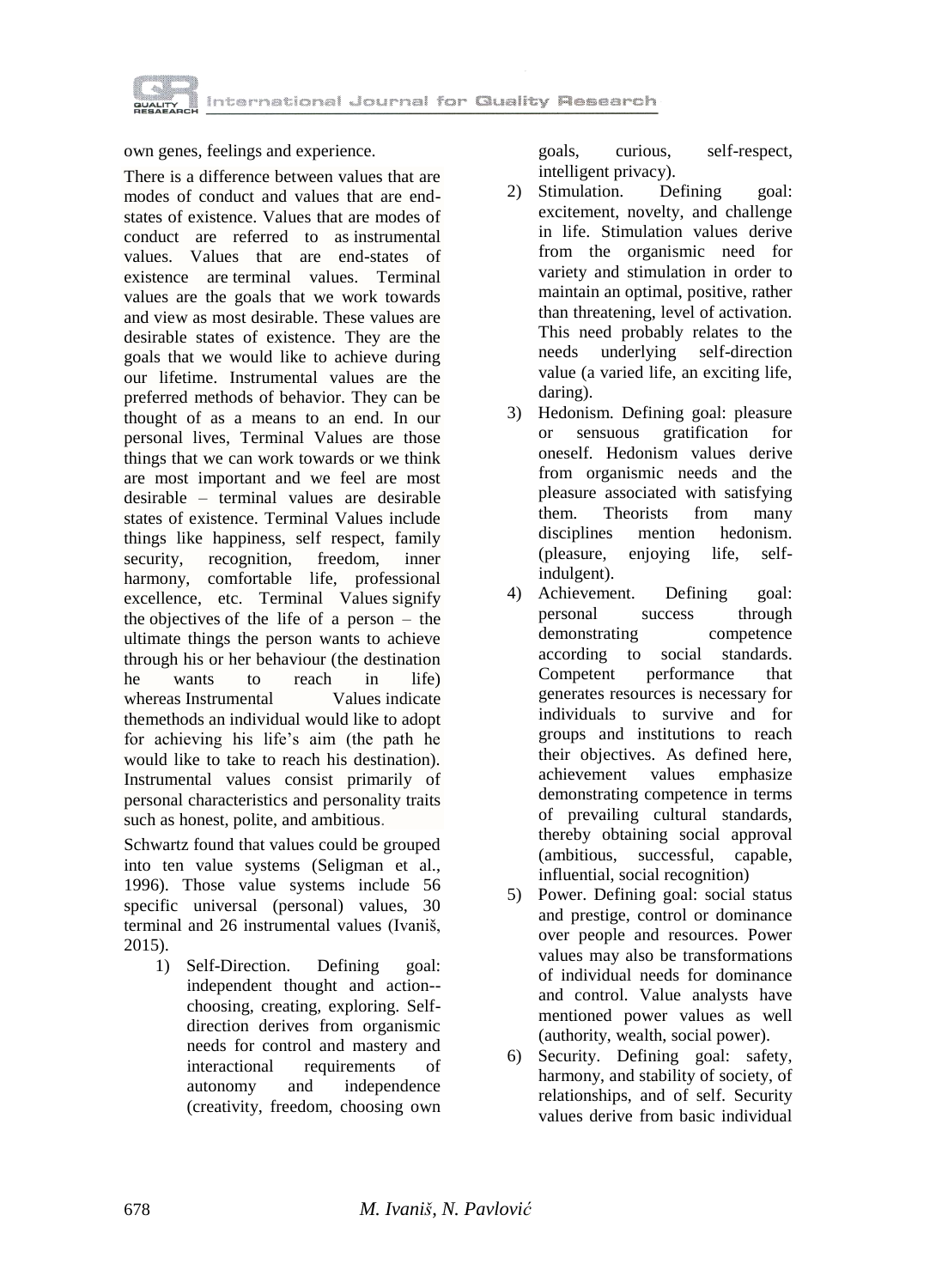own genes, feelings and experience.

There is a difference between values that are modes of conduct and values that are end-states of existence. Values that are modes of conduct are referred to as instrumental values. Values that are end-states of existence are terminal values. Terminal values are the goals that we work towards and view as most desirable. These values are desirable states of existence. They are the goals that we would like to achieve during our lifetime. Instrumental values are the preferred methods of behavior. They can be thought of as a means to an end. In our personal lives, Terminal Values are those things that we can work towards or we think are most important and we feel are most desirable – terminal values are desirable states of existence. Terminal Values include things like happiness, self respect, family security, recognition, freedom, inner harmony, comfortable life, professional excellence, etc. Terminal Values signify the objectives of the life of a person – the ultimate things the person wants to achieve through his or her behaviour (the destination he wants to reach in life) whereas Instrumental Values indicate themethods an individual would like to adopt for achieving his life's aim (the path he would like to take to reach his destination). Instrumental values consist primarily of personal characteristics and personality traits such as honest, polite, and ambitious.

Schwartz found that values could be grouped into ten value systems (Seligman et al., 1996). Those value systems include 56 specific universal (personal) values, 30 terminal and 26 instrumental values (Ivaniš, 2015).

1) Self-Direction. Defining goal: independent thought and action--choosing, creating, exploring. Self-direction derives from organismic needs for control and mastery and interactional requirements of autonomy and independence (creativity, freedom, choosing own goals, curious, self-respect, intelligent privacy).
2) Stimulation. Defining goal: excitement, novelty, and challenge in life. Stimulation values derive from the organismic need for variety and stimulation in order to maintain an optimal, positive, rather than threatening, level of activation. This need probably relates to the needs underlying self-direction value (a varied life, an exciting life, daring).
3) Hedonism. Defining goal: pleasure or sensuous gratification for oneself. Hedonism values derive from organismic needs and the pleasure associated with satisfying them. Theorists from many disciplines mention hedonism. (pleasure, enjoying life, self-indulgent).
4) Achievement. Defining goal: personal success through demonstrating competence according to social standards. Competent performance that generates resources is necessary for individuals to survive and for groups and institutions to reach their objectives. As defined here, achievement values emphasize demonstrating competence in terms of prevailing cultural standards, thereby obtaining social approval (ambitious, successful, capable, influential, social recognition)
5) Power. Defining goal: social status and prestige, control or dominance over people and resources. Power values may also be transformations of individual needs for dominance and control. Value analysts have mentioned power values as well (authority, wealth, social power).
6) Security. Defining goal: safety, harmony, and stability of society, of relationships, and of self. Security values derive from basic individual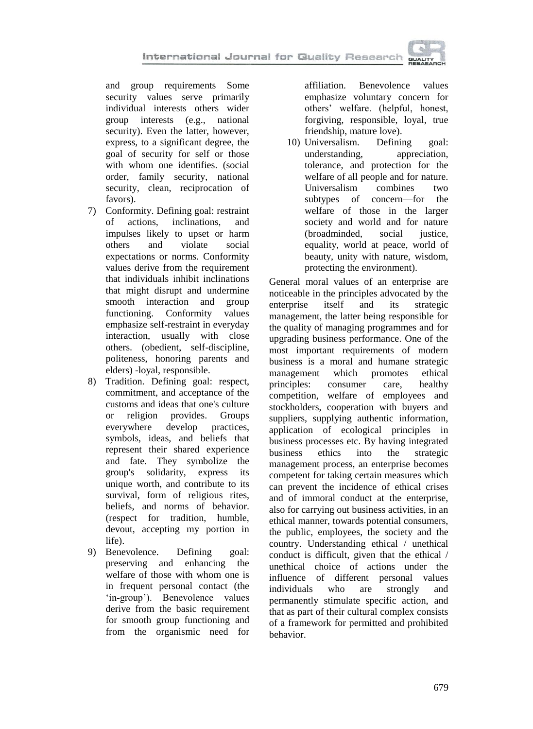and group requirements Some security values serve primarily individual interests others wider group interests (e.g., national security). Even the latter, however, express, to a significant degree, the goal of security for self or those with whom one identifies. (social order, family security, national security, clean, reciprocation of favors).

7) Conformity. Defining goal: restraint of actions, inclinations, and impulses likely to upset or harm others and violate social expectations or norms. Conformity values derive from the requirement that individuals inhibit inclinations that might disrupt and undermine smooth interaction and group functioning. Conformity values emphasize self-restraint in everyday interaction, usually with close others. (obedient, self-discipline, politeness, honoring parents and elders) -loyal, responsible.
8) Tradition. Defining goal: respect, commitment, and acceptance of the customs and ideas that one's culture or religion provides. Groups everywhere develop practices, symbols, ideas, and beliefs that represent their shared experience and fate. They symbolize the group's solidarity, express its unique worth, and contribute to its survival, form of religious rites, beliefs, and norms of behavior. (respect for tradition, humble, devout, accepting my portion in life).
9) Benevolence. Defining goal: preserving and enhancing the welfare of those with whom one is in frequent personal contact (the 'in-group'). Benevolence values derive from the basic requirement for smooth group functioning and from the organismic need for affiliation. Benevolence values emphasize voluntary concern for others' welfare. (helpful, honest, forgiving, responsible, loyal, true friendship, mature love).
10) Universalism. Defining goal: understanding, appreciation, tolerance, and protection for the welfare of all people and for nature. Universalism combines two subtypes of concern—for the welfare of those in the larger society and world and for nature (broadminded, social justice, equality, world at peace, world of beauty, unity with nature, wisdom, protecting the environment).

General moral values of an enterprise are noticeable in the principles advocated by the enterprise itself and its strategic management, the latter being responsible for the quality of managing programmes and for upgrading business performance. One of the most important requirements of modern business is a moral and humane strategic management which promotes ethical principles: consumer care, healthy competition, welfare of employees and stockholders, cooperation with buyers and suppliers, supplying authentic information, application of ecological principles in business processes etc. By having integrated business ethics into the strategic management process, an enterprise becomes competent for taking certain measures which can prevent the incidence of ethical crises and of immoral conduct at the enterprise, also for carrying out business activities, in an ethical manner, towards potential consumers, the public, employees, the society and the country. Understanding ethical / unethical conduct is difficult, given that the ethical / unethical choice of actions under the influence of different personal values individuals who are strongly and permanently stimulate specific action, and that as part of their cultural complex consists of a framework for permitted and prohibited behavior.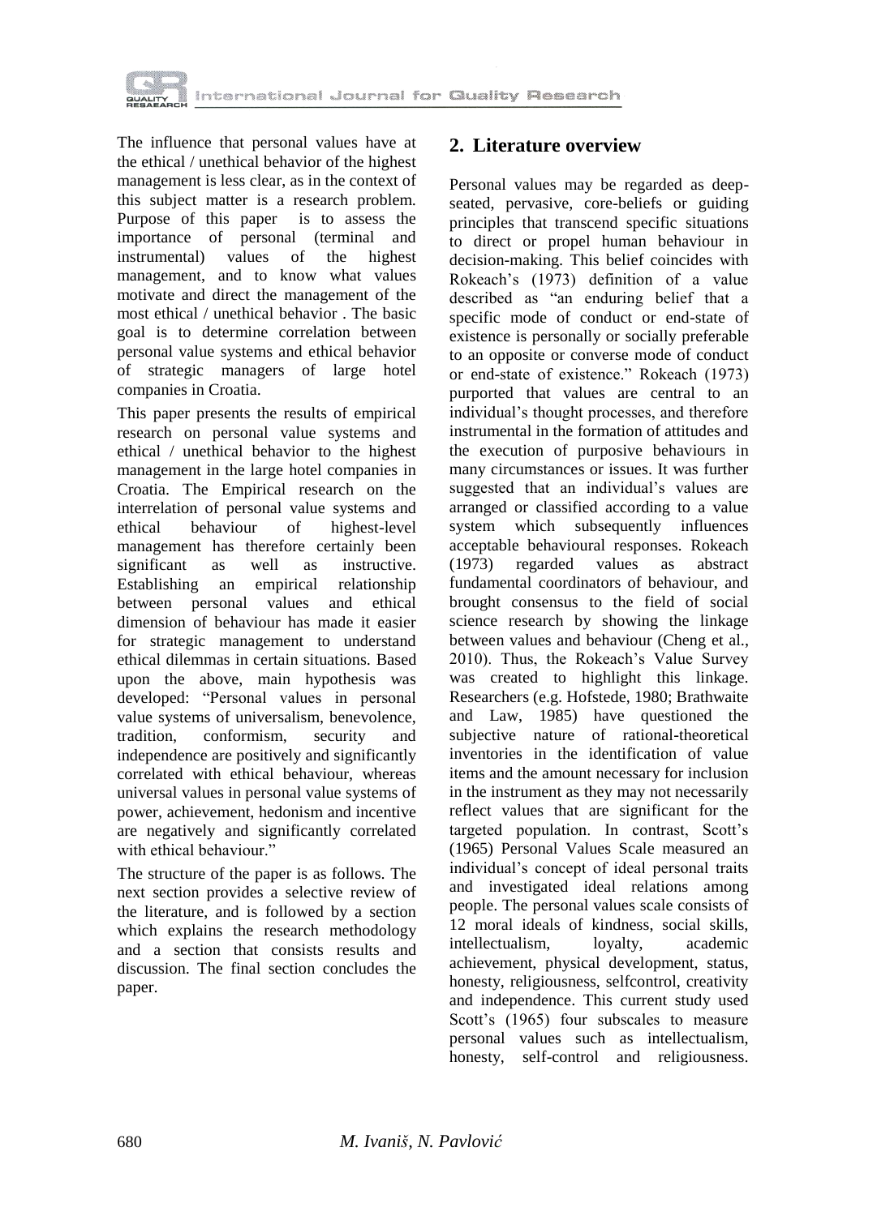The influence that personal values have at the ethical / unethical behavior of the highest management is less clear, as in the context of this subject matter is a research problem. Purpose of this paper is to assess the importance of personal (terminal and instrumental) values of the highest management, and to know what values motivate and direct the management of the most ethical / unethical behavior . The basic goal is to determine correlation between personal value systems and ethical behavior of strategic managers of large hotel companies in Croatia.

This paper presents the results of empirical research on personal value systems and ethical / unethical behavior to the highest management in the large hotel companies in Croatia. The Empirical research on the interrelation of personal value systems and ethical behaviour of highest-level management has therefore certainly been significant as well as instructive. Establishing an empirical relationship between personal values and ethical dimension of behaviour has made it easier for strategic management to understand ethical dilemmas in certain situations. Based upon the above, main hypothesis was developed: "Personal values in personal value systems of universalism, benevolence, tradition, conformism, security and independence are positively and significantly correlated with ethical behaviour, whereas universal values in personal value systems of power, achievement, hedonism and incentive are negatively and significantly correlated with ethical behaviour."

The structure of the paper is as follows. The next section provides a selective review of the literature, and is followed by a section which explains the research methodology and a section that consists results and discussion. The final section concludes the paper.

## 2. Literature overview

Personal values may be regarded as deep-seated, pervasive, core-beliefs or guiding principles that transcend specific situations to direct or propel human behaviour in decision-making. This belief coincides with Rokeach's (1973) definition of a value described as "an enduring belief that a specific mode of conduct or end-state of existence is personally or socially preferable to an opposite or converse mode of conduct or end-state of existence." Rokeach (1973) purported that values are central to an individual's thought processes, and therefore instrumental in the formation of attitudes and the execution of purposive behaviours in many circumstances or issues. It was further suggested that an individual's values are arranged or classified according to a value system which subsequently influences acceptable behavioural responses. Rokeach (1973) regarded values as abstract fundamental coordinators of behaviour, and brought consensus to the field of social science research by showing the linkage between values and behaviour (Cheng et al., 2010). Thus, the Rokeach's Value Survey was created to highlight this linkage. Researchers (e.g. Hofstede, 1980; Brathwaite and Law, 1985) have questioned the subjective nature of rational-theoretical inventories in the identification of value items and the amount necessary for inclusion in the instrument as they may not necessarily reflect values that are significant for the targeted population. In contrast, Scott's (1965) Personal Values Scale measured an individual's concept of ideal personal traits and investigated ideal relations among people. The personal values scale consists of 12 moral ideals of kindness, social skills, intellectualism, loyalty, academic achievement, physical development, status, honesty, religiousness, selfcontrol, creativity and independence. This current study used Scott's (1965) four subscales to measure personal values such as intellectualism, honesty, self-control and religiousness.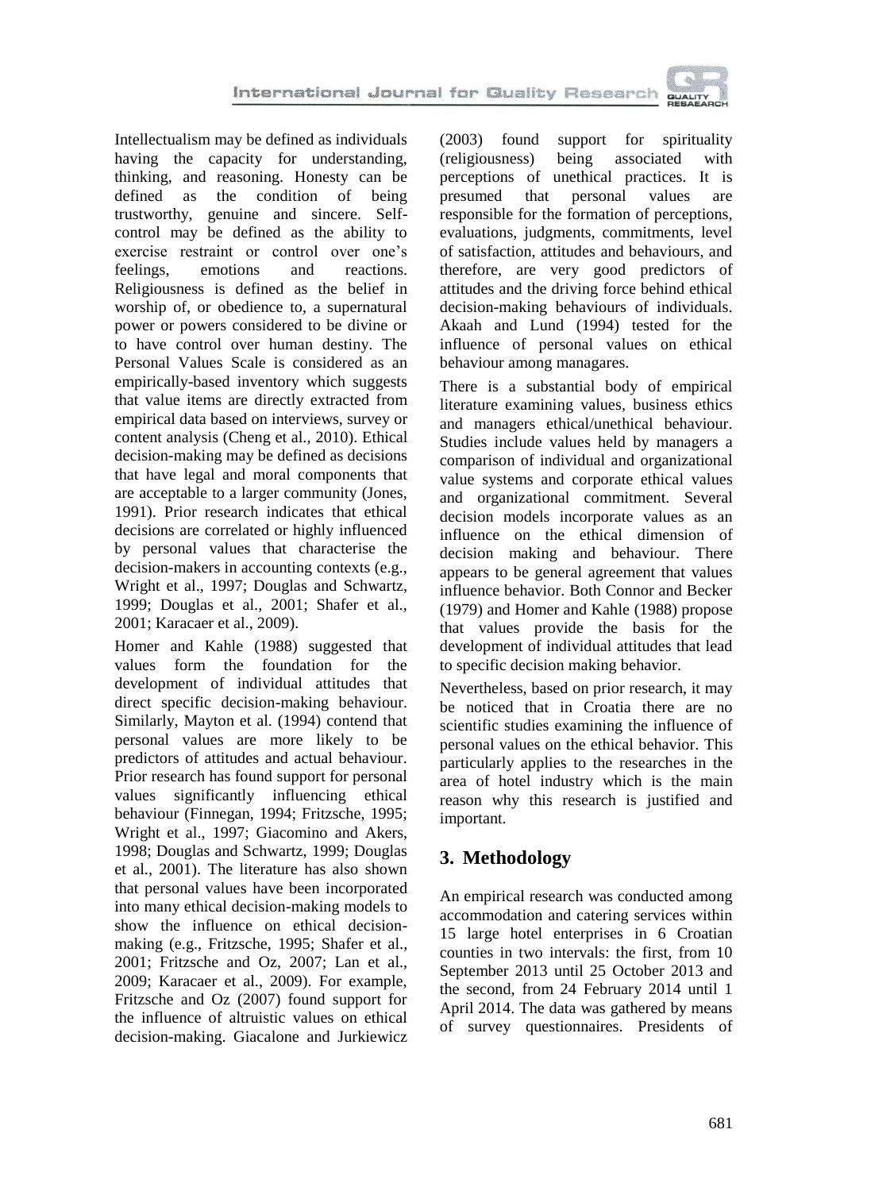Intellectualism may be defined as individuals having the capacity for understanding, thinking, and reasoning. Honesty can be defined as the condition of being trustworthy, genuine and sincere. Self-control may be defined as the ability to exercise restraint or control over one's feelings, emotions and reactions. Religiousness is defined as the belief in worship of, or obedience to, a supernatural power or powers considered to be divine or to have control over human destiny. The Personal Values Scale is considered as an empirically-based inventory which suggests that value items are directly extracted from empirical data based on interviews, survey or content analysis (Cheng et al., 2010). Ethical decision-making may be defined as decisions that have legal and moral components that are acceptable to a larger community (Jones, 1991). Prior research indicates that ethical decisions are correlated or highly influenced by personal values that characterise the decision-makers in accounting contexts (e.g., Wright et al., 1997; Douglas and Schwartz, 1999; Douglas et al., 2001; Shafer et al., 2001; Karacaer et al., 2009).

Homer and Kahle (1988) suggested that values form the foundation for the development of individual attitudes that direct specific decision-making behaviour. Similarly, Mayton et al. (1994) contend that personal values are more likely to be predictors of attitudes and actual behaviour. Prior research has found support for personal values significantly influencing ethical behaviour (Finnegan, 1994; Fritzsche, 1995; Wright et al., 1997; Giacomino and Akers, 1998; Douglas and Schwartz, 1999; Douglas et al., 2001). The literature has also shown that personal values have been incorporated into many ethical decision-making models to show the influence on ethical decision-making (e.g., Fritzsche, 1995; Shafer et al., 2001; Fritzsche and Oz, 2007; Lan et al., 2009; Karacaer et al., 2009). For example, Fritzsche and Oz (2007) found support for the influence of altruistic values on ethical decision-making. Giacalone and Jurkiewicz (2003) found support for spirituality (religiousness) being associated with perceptions of unethical practices. It is presumed that personal values are responsible for the formation of perceptions, evaluations, judgments, commitments, level of satisfaction, attitudes and behaviours, and therefore, are very good predictors of attitudes and the driving force behind ethical decision-making behaviours of individuals. Akaah and Lund (1994) tested for the influence of personal values on ethical behaviour among managares.

There is a substantial body of empirical literature examining values, business ethics and managers ethical/unethical behaviour. Studies include values held by managers a comparison of individual and organizational value systems and corporate ethical values and organizational commitment. Several decision models incorporate values as an influence on the ethical dimension of decision making and behaviour. There appears to be general agreement that values influence behavior. Both Connor and Becker (1979) and Homer and Kahle (1988) propose that values provide the basis for the development of individual attitudes that lead to specific decision making behavior.

Nevertheless, based on prior research, it may be noticed that in Croatia there are no scientific studies examining the influence of personal values on the ethical behavior. This particularly applies to the researches in the area of hotel industry which is the main reason why this research is justified and important.

## 3. Methodology

An empirical research was conducted among accommodation and catering services within 15 large hotel enterprises in 6 Croatian counties in two intervals: the first, from 10 September 2013 until 25 October 2013 and the second, from 24 February 2014 until 1 April 2014. The data was gathered by means of survey questionnaires. Presidents of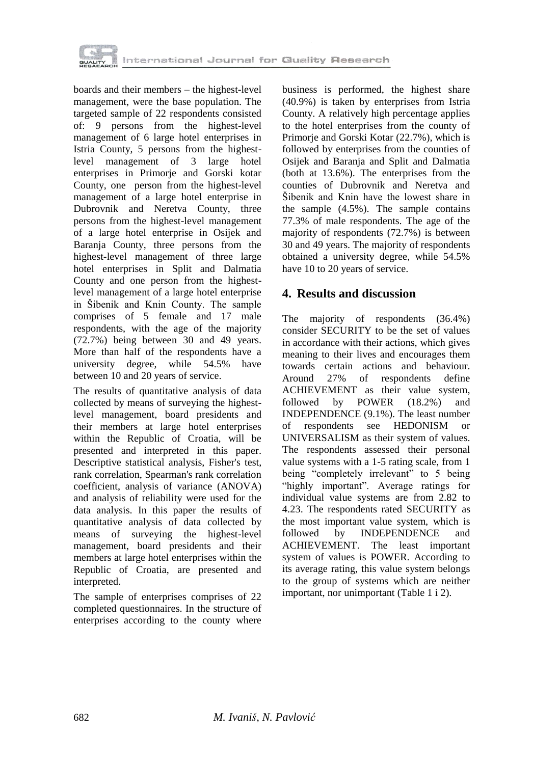boards and their members – the highest-level management, were the base population. The targeted sample of 22 respondents consisted of: 9 persons from the highest-level management of 6 large hotel enterprises in Istria County, 5 persons from the highest-level management of 3 large hotel enterprises in Primorje and Gorski kotar County, one person from the highest-level management of a large hotel enterprise in Dubrovnik and Neretva County, three persons from the highest-level management of a large hotel enterprise in Osijek and Baranja County, three persons from the highest-level management of three large hotel enterprises in Split and Dalmatia County and one person from the highest-level management of a large hotel enterprise in Šibenik and Knin County. The sample comprises of 5 female and 17 male respondents, with the age of the majority (72.7%) being between 30 and 49 years. More than half of the respondents have a university degree, while 54.5% have between 10 and 20 years of service.

The results of quantitative analysis of data collected by means of surveying the highest-level management, board presidents and their members at large hotel enterprises within the Republic of Croatia, will be presented and interpreted in this paper. Descriptive statistical analysis, Fisher's test, rank correlation, Spearman's rank correlation coefficient, analysis of variance (ANOVA) and analysis of reliability were used for the data analysis. In this paper the results of quantitative analysis of data collected by means of surveying the highest-level management, board presidents and their members at large hotel enterprises within the Republic of Croatia, are presented and interpreted.

The sample of enterprises comprises of 22 completed questionnaires. In the structure of enterprises according to the county where business is performed, the highest share (40.9%) is taken by enterprises from Istria County. A relatively high percentage applies to the hotel enterprises from the county of Primorje and Gorski Kotar (22.7%), which is followed by enterprises from the counties of Osijek and Baranja and Split and Dalmatia (both at 13.6%). The enterprises from the counties of Dubrovnik and Neretva and Šibenik and Knin have the lowest share in the sample (4.5%). The sample contains 77.3% of male respondents. The age of the majority of respondents (72.7%) is between 30 and 49 years. The majority of respondents obtained a university degree, while 54.5% have 10 to 20 years of service.

## 4. Results and discussion

The majority of respondents (36.4%) consider SECURITY to be the set of values in accordance with their actions, which gives meaning to their lives and encourages them towards certain actions and behaviour. Around 27% of respondents define ACHIEVEMENT as their value system, followed by POWER (18.2%) and INDEPENDENCE (9.1%). The least number of respondents see HEDONISM or UNIVERSALISM as their system of values. The respondents assessed their personal value systems with a 1-5 rating scale, from 1 being "completely irrelevant" to 5 being "highly important". Average ratings for individual value systems are from 2.82 to 4.23. The respondents rated SECURITY as the most important value system, which is followed by INDEPENDENCE and ACHIEVEMENT. The least important system of values is POWER. According to its average rating, this value system belongs to the group of systems which are neither important, nor unimportant (Table 1 i 2).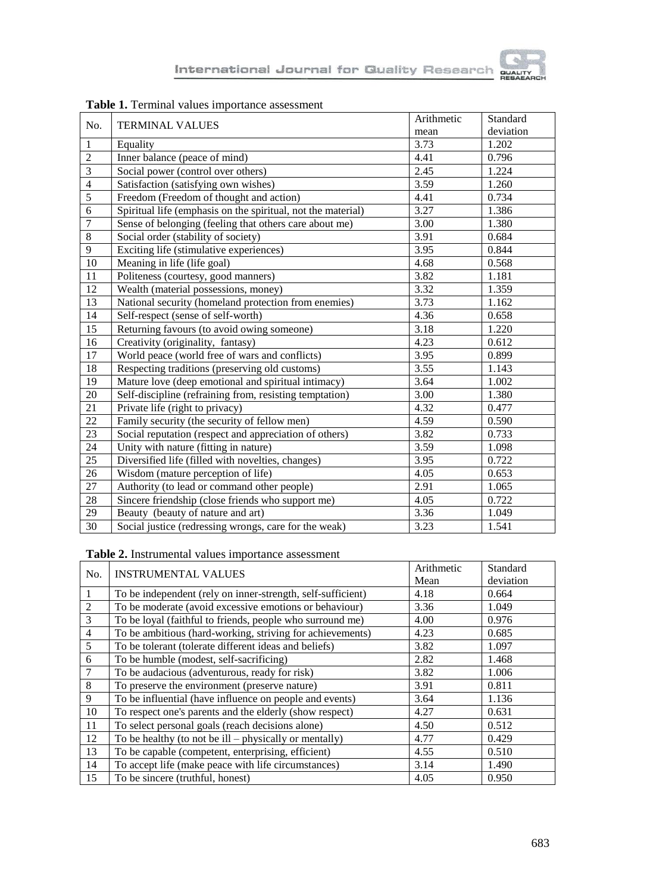**Table 1.** Terminal values importance assessment

| No. | TERMINAL VALUES | Arithmetic mean | Standard deviation |
|---|---|---|---|
| 1 | Equality | 3.73 | 1.202 |
| 2 | Inner balance (peace of mind) | 4.41 | 0.796 |
| 3 | Social power (control over others) | 2.45 | 1.224 |
| 4 | Satisfaction (satisfying own wishes) | 3.59 | 1.260 |
| 5 | Freedom (Freedom of thought and action) | 4.41 | 0.734 |
| 6 | Spiritual life (emphasis on the spiritual, not the material) | 3.27 | 1.386 |
| 7 | Sense of belonging (feeling that others care about me) | 3.00 | 1.380 |
| 8 | Social order (stability of society) | 3.91 | 0.684 |
| 9 | Exciting life (stimulative experiences) | 3.95 | 0.844 |
| 10 | Meaning in life (life goal) | 4.68 | 0.568 |
| 11 | Politeness (courtesy, good manners) | 3.82 | 1.181 |
| 12 | Wealth (material possessions, money) | 3.32 | 1.359 |
| 13 | National security (homeland protection from enemies) | 3.73 | 1.162 |
| 14 | Self-respect (sense of self-worth) | 4.36 | 0.658 |
| 15 | Returning favours (to avoid owing someone) | 3.18 | 1.220 |
| 16 | Creativity (originality, fantasy) | 4.23 | 0.612 |
| 17 | World peace (world free of wars and conflicts) | 3.95 | 0.899 |
| 18 | Respecting traditions (preserving old customs) | 3.55 | 1.143 |
| 19 | Mature love (deep emotional and spiritual intimacy) | 3.64 | 1.002 |
| 20 | Self-discipline (refraining from, resisting temptation) | 3.00 | 1.380 |
| 21 | Private life (right to privacy) | 4.32 | 0.477 |
| 22 | Family security (the security of fellow men) | 4.59 | 0.590 |
| 23 | Social reputation (respect and appreciation of others) | 3.82 | 0.733 |
| 24 | Unity with nature (fitting in nature) | 3.59 | 1.098 |
| 25 | Diversified life (filled with novelties, changes) | 3.95 | 0.722 |
| 26 | Wisdom (mature perception of life) | 4.05 | 0.653 |
| 27 | Authority (to lead or command other people) | 2.91 | 1.065 |
| 28 | Sincere friendship (close friends who support me) | 4.05 | 0.722 |
| 29 | Beauty (beauty of nature and art) | 3.36 | 1.049 |
| 30 | Social justice (redressing wrongs, care for the weak) | 3.23 | 1.541 |

**Table 2.** Instrumental values importance assessment

| No. | INSTRUMENTAL VALUES | Arithmetic Mean | Standard deviation |
|---|---|---|---|
| 1 | To be independent (rely on inner-strength, self-sufficient) | 4.18 | 0.664 |
| 2 | To be moderate (avoid excessive emotions or behaviour) | 3.36 | 1.049 |
| 3 | To be loyal (faithful to friends, people who surround me) | 4.00 | 0.976 |
| 4 | To be ambitious (hard-working, striving for achievements) | 4.23 | 0.685 |
| 5 | To be tolerant (tolerate different ideas and beliefs) | 3.82 | 1.097 |
| 6 | To be humble (modest, self-sacrificing) | 2.82 | 1.468 |
| 7 | To be audacious (adventurous, ready for risk) | 3.82 | 1.006 |
| 8 | To preserve the environment (preserve nature) | 3.91 | 0.811 |
| 9 | To be influential (have influence on people and events) | 3.64 | 1.136 |
| 10 | To respect one's parents and the elderly (show respect) | 4.27 | 0.631 |
| 11 | To select personal goals (reach decisions alone) | 4.50 | 0.512 |
| 12 | To be healthy (to not be ill – physically or mentally) | 4.77 | 0.429 |
| 13 | To be capable (competent, enterprising, efficient) | 4.55 | 0.510 |
| 14 | To accept life (make peace with life circumstances) | 3.14 | 1.490 |
| 15 | To be sincere (truthful, honest) | 4.05 | 0.950 |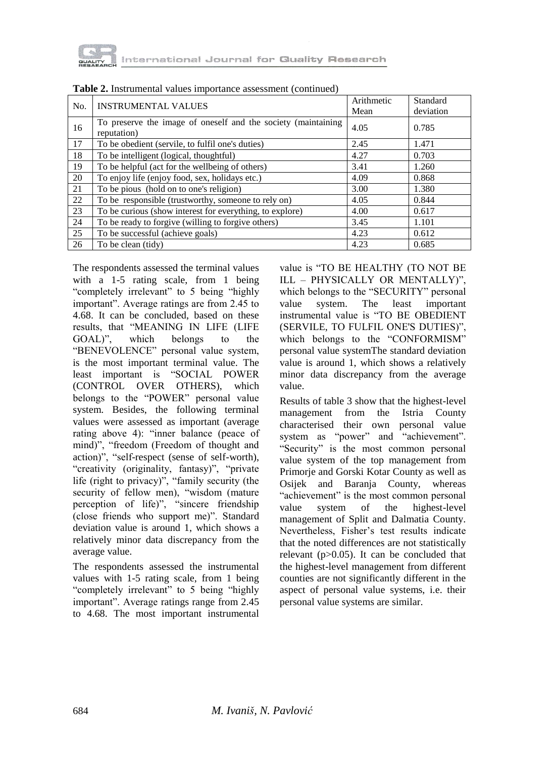**Table 2.** Instrumental values importance assessment (continued)

| No. | INSTRUMENTAL VALUES | Arithmetic Mean | Standard deviation |
|---|---|---|---|
| 16 | To preserve the image of oneself and the society (maintaining reputation) | 4.05 | 0.785 |
| 17 | To be obedient (servile, to fulfil one's duties) | 2.45 | 1.471 |
| 18 | To be intelligent (logical, thoughtful) | 4.27 | 0.703 |
| 19 | To be helpful (act for the wellbeing of others) | 3.41 | 1.260 |
| 20 | To enjoy life (enjoy food, sex, holidays etc.) | 4.09 | 0.868 |
| 21 | To be pious (hold on to one's religion) | 3.00 | 1.380 |
| 22 | To be responsible (trustworthy, someone to rely on) | 4.05 | 0.844 |
| 23 | To be curious (show interest for everything, to explore) | 4.00 | 0.617 |
| 24 | To be ready to forgive (willing to forgive others) | 3.45 | 1.101 |
| 25 | To be successful (achieve goals) | 4.23 | 0.612 |
| 26 | To be clean (tidy) | 4.23 | 0.685 |

The respondents assessed the terminal values with a 1-5 rating scale, from 1 being "completely irrelevant" to 5 being "highly important". Average ratings are from 2.45 to 4.68. It can be concluded, based on these results, that "MEANING IN LIFE (LIFE GOAL)", which belongs to the "BENEVOLENCE" personal value system, is the most important terminal value. The least important is "SOCIAL POWER (CONTROL OVER OTHERS), which belongs to the "POWER" personal value system. Besides, the following terminal values were assessed as important (average rating above 4): "inner balance (peace of mind)", "freedom (Freedom of thought and action)", "self-respect (sense of self-worth), "creativity (originality, fantasy)", "private life (right to privacy)", "family security (the security of fellow men), "wisdom (mature perception of life)", "sincere friendship (close friends who support me)". Standard deviation value is around 1, which shows a relatively minor data discrepancy from the average value.

The respondents assessed the instrumental values with 1-5 rating scale, from 1 being "completely irrelevant" to 5 being "highly important". Average ratings range from 2.45 to 4.68. The most important instrumental value is "TO BE HEALTHY (TO NOT BE ILL – PHYSICALLY OR MENTALLY)", which belongs to the "SECURITY" personal value system. The least important instrumental value is "TO BE OBEDIENT (SERVILE, TO FULFIL ONE'S DUTIES)", which belongs to the "CONFORMISM" personal value systemThe standard deviation value is around 1, which shows a relatively minor data discrepancy from the average value.

Results of table 3 show that the highest-level management from the Istria County characterised their own personal value system as "power" and "achievement". "Security" is the most common personal value system of the top management from Primorje and Gorski Kotar County as well as Osijek and Baranja County, whereas "achievement" is the most common personal value system of the highest-level management of Split and Dalmatia County. Nevertheless, Fisher's test results indicate that the noted differences are not statistically relevant ($p>0.05$). It can be concluded that the highest-level management from different counties are not significantly different in the aspect of personal value systems, i.e. their personal value systems are similar.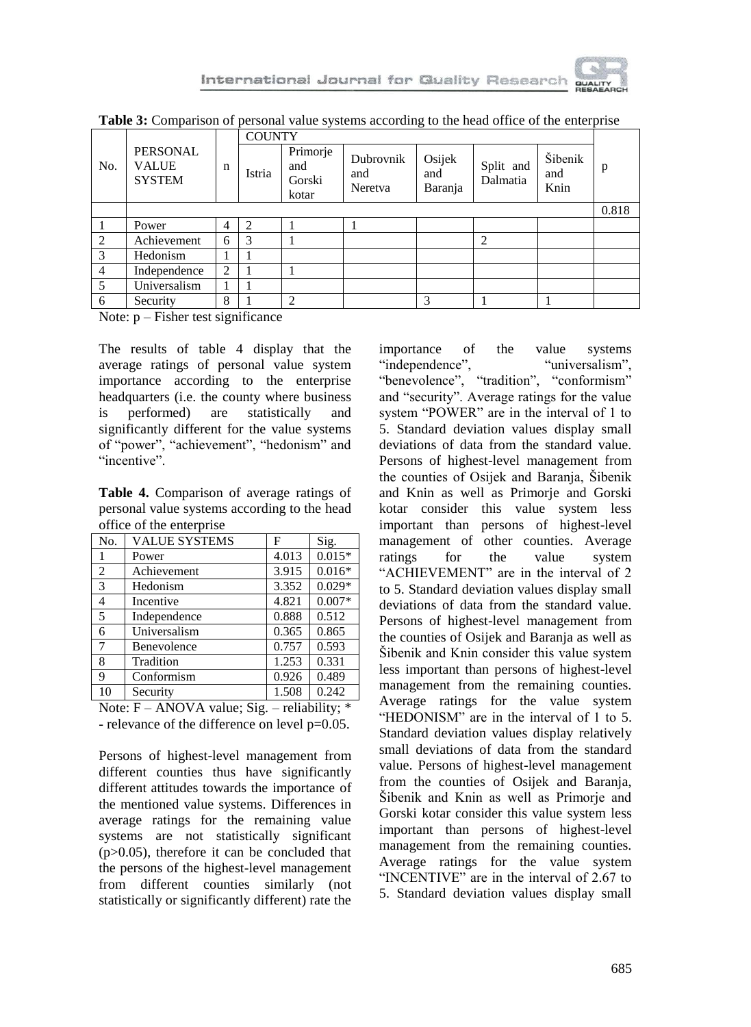**Table 3:** Comparison of personal value systems according to the head office of the enterprise

| No. | PERSONAL VALUE SYSTEM | n | COUNTY | | | | | | p |
|---|---|---|---|---|---|---|---|---|---|
| | | | Istria | Primorje and Gorski kotar | Dubrovnik and Neretva | Osijek and Baranja | Split and Dalmatia | Šibenik and Knin | |
| | | | | | | | | | 0.818 |
| 1 | Power | 4 | 2 | 1 | 1 | | | | |
| 2 | Achievement | 6 | 3 | 1 | | | 2 | | |
| 3 | Hedonism | 1 | 1 | | | | | | |
| 4 | Independence | 2 | 1 | 1 | | | | | |
| 5 | Universalism | 1 | 1 | | | | | | |
| 6 | Security | 8 | 1 | 2 | | 3 | 1 | 1 | |

Note: p – Fisher test significance

The results of table 4 display that the average ratings of personal value system importance according to the enterprise headquarters (i.e. the county where business is performed) are statistically and significantly different for the value systems of "power", "achievement", "hedonism" and "incentive".

**Table 4.** Comparison of average ratings of personal value systems according to the head office of the enterprise

| No. | VALUE SYSTEMS | F | Sig. |
|---|---|---|---|
| 1 | Power | 4.013 | 0.015* |
| 2 | Achievement | 3.915 | 0.016* |
| 3 | Hedonism | 3.352 | 0.029* |
| 4 | Incentive | 4.821 | 0.007* |
| 5 | Independence | 0.888 | 0.512 |
| 6 | Universalism | 0.365 | 0.865 |
| 7 | Benevolence | 0.757 | 0.593 |
| 8 | Tradition | 1.253 | 0.331 |
| 9 | Conformism | 0.926 | 0.489 |
| 10 | Security | 1.508 | 0.242 |

Note: F – ANOVA value; Sig. – reliability; * - relevance of the difference on level p=0.05.

Persons of highest-level management from different counties thus have significantly different attitudes towards the importance of the mentioned value systems. Differences in average ratings for the remaining value systems are not statistically significant (p>0.05), therefore it can be concluded that the persons of the highest-level management from different counties similarly (not statistically or significantly different) rate the importance of the value systems "independence", "universalism", "benevolence", "tradition", "conformism" and "security". Average ratings for the value system "POWER" are in the interval of 1 to 5. Standard deviation values display small deviations of data from the standard value. Persons of highest-level management from the counties of Osijek and Baranja, Šibenik and Knin as well as Primorje and Gorski kotar consider this value system less important than persons of highest-level management of other counties. Average ratings for the value system "ACHIEVEMENT" are in the interval of 2 to 5. Standard deviation values display small deviations of data from the standard value. Persons of highest-level management from the counties of Osijek and Baranja as well as Šibenik and Knin consider this value system less important than persons of highest-level management from the remaining counties. Average ratings for the value system "HEDONISM" are in the interval of 1 to 5. Standard deviation values display relatively small deviations of data from the standard value. Persons of highest-level management from the counties of Osijek and Baranja, Šibenik and Knin as well as Primorje and Gorski kotar consider this value system less important than persons of highest-level management from the remaining counties. Average ratings for the value system "INCENTIVE" are in the interval of 2.67 to 5. Standard deviation values display small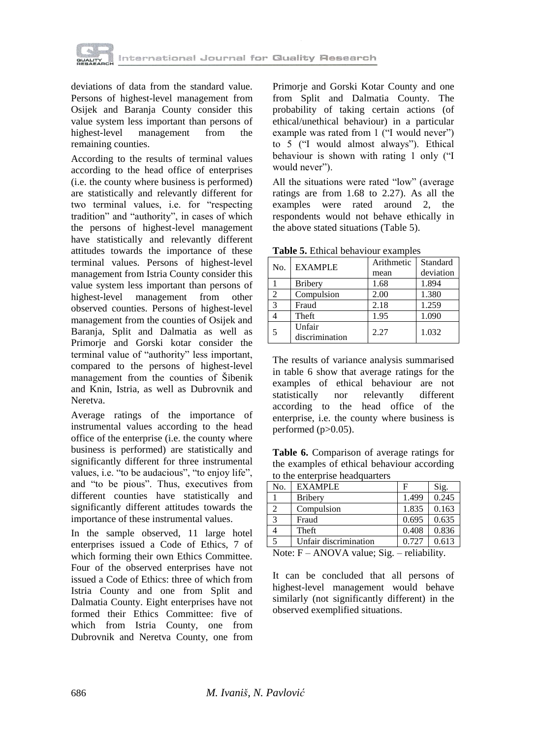deviations of data from the standard value. Persons of highest-level management from Osijek and Baranja County consider this value system less important than persons of highest-level management from the remaining counties.

According to the results of terminal values according to the head office of enterprises (i.e. the county where business is performed) are statistically and relevantly different for two terminal values, i.e. for "respecting tradition" and "authority", in cases of which the persons of highest-level management have statistically and relevantly different attitudes towards the importance of these terminal values. Persons of highest-level management from Istria County consider this value system less important than persons of highest-level management from other observed counties. Persons of highest-level management from the counties of Osijek and Baranja, Split and Dalmatia as well as Primorje and Gorski kotar consider the terminal value of "authority" less important, compared to the persons of highest-level management from the counties of Šibenik and Knin, Istria, as well as Dubrovnik and Neretva.

Average ratings of the importance of instrumental values according to the head office of the enterprise (i.e. the county where business is performed) are statistically and significantly different for three instrumental values, i.e. "to be audacious", "to enjoy life", and "to be pious". Thus, executives from different counties have statistically and significantly different attitudes towards the importance of these instrumental values.

In the sample observed, 11 large hotel enterprises issued a Code of Ethics, 7 of which forming their own Ethics Committee. Four of the observed enterprises have not issued a Code of Ethics: three of which from Istria County and one from Split and Dalmatia County. Eight enterprises have not formed their Ethics Committee: five of which from Istria County, one from Dubrovnik and Neretva County, one from Primorje and Gorski Kotar County and one from Split and Dalmatia County. The probability of taking certain actions (of ethical/unethical behaviour) in a particular example was rated from 1 ("I would never") to 5 ("I would almost always"). Ethical behaviour is shown with rating 1 only ("I would never").

All the situations were rated "low" (average ratings are from 1.68 to 2.27). As all the examples were rated around 2, the respondents would not behave ethically in the above stated situations (Table 5).

**Table 5.** Ethical behaviour examples

| No. | EXAMPLE | Arithmetic mean | Standard deviation |
|---|---|---|---|
| 1 | Bribery | 1.68 | 1.894 |
| 2 | Compulsion | 2.00 | 1.380 |
| 3 | Fraud | 2.18 | 1.259 |
| 4 | Theft | 1.95 | 1.090 |
| 5 | Unfair discrimination | 2.27 | 1.032 |

The results of variance analysis summarised in table 6 show that average ratings for the examples of ethical behaviour are not statistically nor relevantly different according to the head office of the enterprise, i.e. the county where business is performed ($p>0.05$).

**Table 6.** Comparison of average ratings for the examples of ethical behaviour according to the enterprise headquarters

| No. | EXAMPLE | F | Sig. |
|---|---|---|---|
| 1 | Bribery | 1.499 | 0.245 |
| 2 | Compulsion | 1.835 | 0.163 |
| 3 | Fraud | 0.695 | 0.635 |
| 4 | Theft | 0.408 | 0.836 |
| 5 | Unfair discrimination | 0.727 | 0.613 |

Note: F – ANOVA value; Sig. – reliability.

It can be concluded that all persons of highest-level management would behave similarly (not significantly different) in the observed exemplified situations.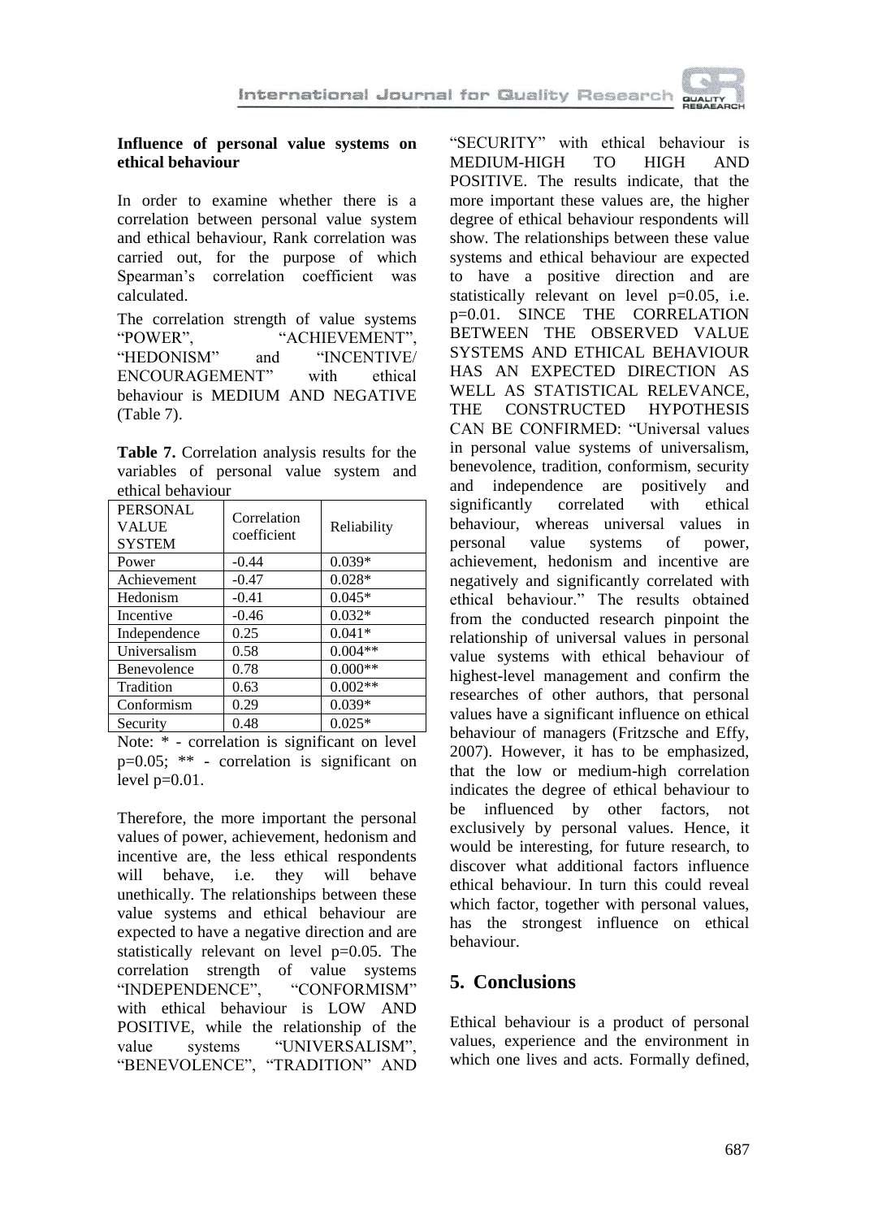**Influence of personal value systems on ethical behaviour**

In order to examine whether there is a correlation between personal value system and ethical behaviour, Rank correlation was carried out, for the purpose of which Spearman's correlation coefficient was calculated.

The correlation strength of value systems "POWER", "ACHIEVEMENT", "HEDONISM" and "INCENTIVE/ ENCOURAGEMENT" with ethical behaviour is MEDIUM AND NEGATIVE (Table 7).

**Table 7.** Correlation analysis results for the variables of personal value system and ethical behaviour

| PERSONAL VALUE SYSTEM | Correlation coefficient | Reliability |
|---|---|---|
| Power | -0.44 | 0.039* |
| Achievement | -0.47 | 0.028* |
| Hedonism | -0.41 | 0.045* |
| Incentive | -0.46 | 0.032* |
| Independence | 0.25 | 0.041* |
| Universalism | 0.58 | 0.004** |
| Benevolence | 0.78 | 0.000** |
| Tradition | 0.63 | 0.002** |
| Conformism | 0.29 | 0.039* |
| Security | 0.48 | 0.025* |

Note: * - correlation is significant on level p=0.05; ** - correlation is significant on level p=0.01.

Therefore, the more important the personal values of power, achievement, hedonism and incentive are, the less ethical respondents will behave, i.e. they will behave unethically. The relationships between these value systems and ethical behaviour are expected to have a negative direction and are statistically relevant on level p=0.05. The correlation strength of value systems "INDEPENDENCE", "CONFORMISM" with ethical behaviour is LOW AND POSITIVE, while the relationship of the value systems "UNIVERSALISM", "BENEVOLENCE", "TRADITION" AND "SECURITY" with ethical behaviour is MEDIUM-HIGH TO HIGH AND POSITIVE. The results indicate, that the more important these values are, the higher degree of ethical behaviour respondents will show. The relationships between these value systems and ethical behaviour are expected to have a positive direction and are statistically relevant on level p=0.05, i.e. p=0.01. SINCE THE CORRELATION BETWEEN THE OBSERVED VALUE SYSTEMS AND ETHICAL BEHAVIOUR HAS AN EXPECTED DIRECTION AS WELL AS STATISTICAL RELEVANCE, THE CONSTRUCTED HYPOTHESIS CAN BE CONFIRMED: "Universal values in personal value systems of universalism, benevolence, tradition, conformism, security and independence are positively and significantly correlated with ethical behaviour, whereas universal values in personal value systems of power, achievement, hedonism and incentive are negatively and significantly correlated with ethical behaviour." The results obtained from the conducted research pinpoint the relationship of universal values in personal value systems with ethical behaviour of highest-level management and confirm the researches of other authors, that personal values have a significant influence on ethical behaviour of managers (Fritzsche and Effy, 2007). However, it has to be emphasized, that the low or medium-high correlation indicates the degree of ethical behaviour to be influenced by other factors, not exclusively by personal values. Hence, it would be interesting, for future research, to discover what additional factors influence ethical behaviour. In turn this could reveal which factor, together with personal values, has the strongest influence on ethical behaviour.

## 5. Conclusions

Ethical behaviour is a product of personal values, experience and the environment in which one lives and acts. Formally defined,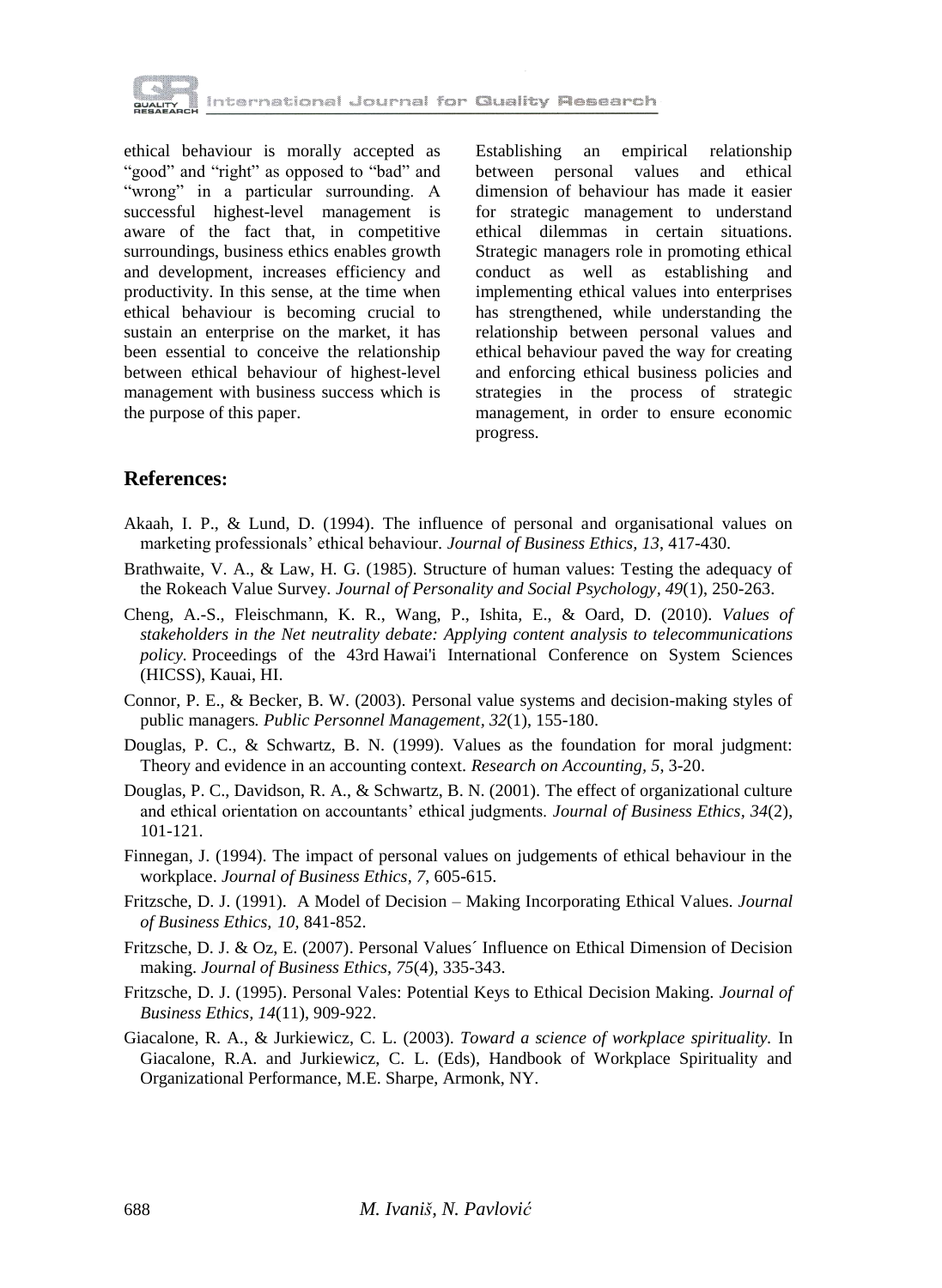ethical behaviour is morally accepted as "good" and "right" as opposed to "bad" and "wrong" in a particular surrounding. A successful highest-level management is aware of the fact that, in competitive surroundings, business ethics enables growth and development, increases efficiency and productivity. In this sense, at the time when ethical behaviour is becoming crucial to sustain an enterprise on the market, it has been essential to conceive the relationship between ethical behaviour of highest-level management with business success which is the purpose of this paper.

Establishing an empirical relationship between personal values and ethical dimension of behaviour has made it easier for strategic management to understand ethical dilemmas in certain situations. Strategic managers role in promoting ethical conduct as well as establishing and implementing ethical values into enterprises has strengthened, while understanding the relationship between personal values and ethical behaviour paved the way for creating and enforcing ethical business policies and strategies in the process of strategic management, in order to ensure economic progress.

## References:

Akaah, I. P., & Lund, D. (1994). The influence of personal and organisational values on marketing professionals' ethical behaviour. *Journal of Business Ethics, 13*, 417-430.

Brathwaite, V. A., & Law, H. G. (1985). Structure of human values: Testing the adequacy of the Rokeach Value Survey. *Journal of Personality and Social Psychology*, *49*(1), 250-263.

Cheng, A.-S., Fleischmann, K. R., Wang, P., Ishita, E., & Oard, D. (2010). *Values of stakeholders in the Net neutrality debate: Applying content analysis to telecommunications policy.* Proceedings of the 43rd Hawai'i International Conference on System Sciences (HICSS), Kauai, HI.

Connor, P. E., & Becker, B. W. (2003). Personal value systems and decision-making styles of public managers. *Public Personnel Management, 32*(1), 155-180.

Douglas, P. C., & Schwartz, B. N. (1999). Values as the foundation for moral judgment: Theory and evidence in an accounting context. *Research on Accounting, 5*, 3-20.

Douglas, P. C., Davidson, R. A., & Schwartz, B. N. (2001). The effect of organizational culture and ethical orientation on accountants' ethical judgments. *Journal of Business Ethics, 34*(2), 101-121.

Finnegan, J. (1994). The impact of personal values on judgements of ethical behaviour in the workplace. *Journal of Business Ethics*, *7*, 605-615.

Fritzsche, D. J. (1991). A Model of Decision – Making Incorporating Ethical Values. *Journal of Business Ethics, 10*, 841-852.

Fritzsche, D. J. & Oz, E. (2007). Personal Values´ Influence on Ethical Dimension of Decision making. *Journal of Business Ethics, 75*(4), 335-343.

Fritzsche, D. J. (1995). Personal Vales: Potential Keys to Ethical Decision Making. *Journal of Business Ethics*, *14*(11), 909-922.

Giacalone, R. A., & Jurkiewicz, C. L. (2003). *Toward a science of workplace spirituality.* In Giacalone, R.A. and Jurkiewicz, C. L. (Eds), Handbook of Workplace Spirituality and Organizational Performance, M.E. Sharpe, Armonk, NY.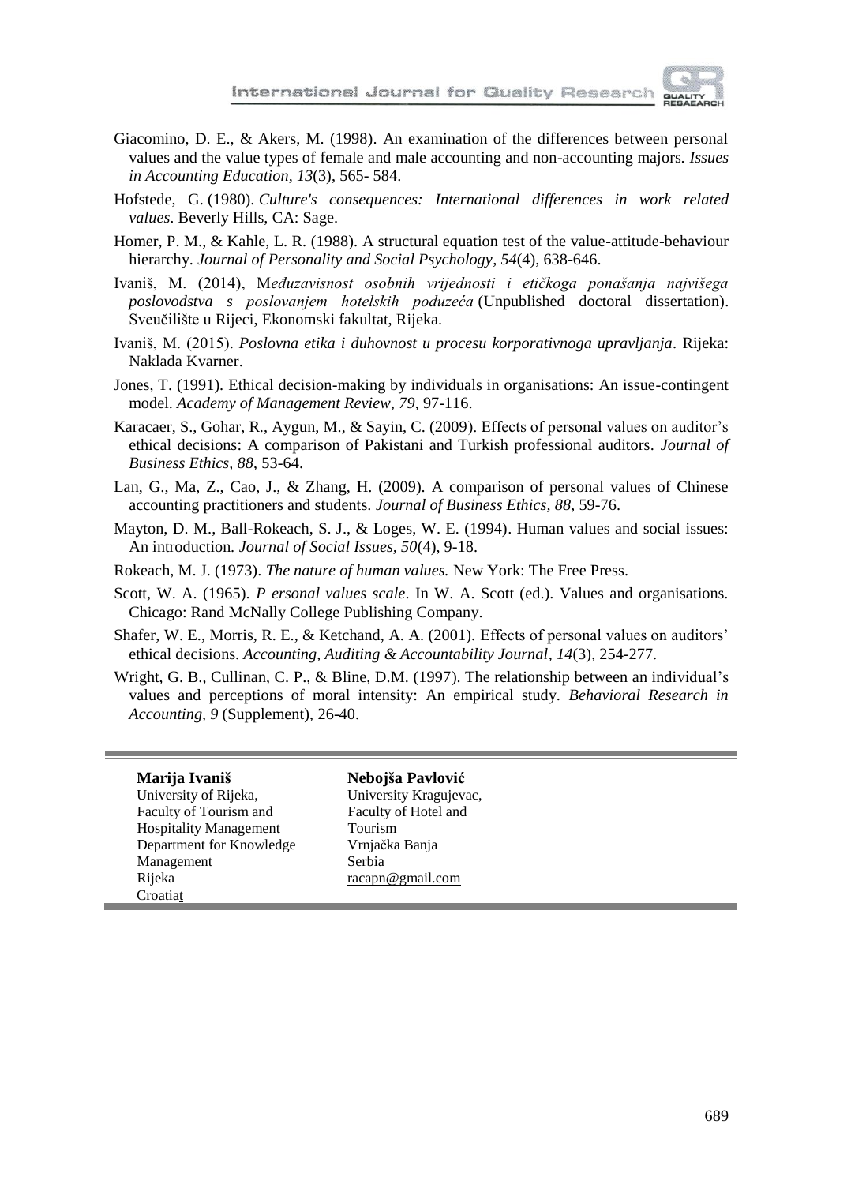Giacomino, D. E., & Akers, M. (1998). An examination of the differences between personal values and the value types of female and male accounting and non-accounting majors. *Issues in Accounting Education, 13*(3), 565- 584.

Hofstede, G. (1980). *Culture's consequences: International differences in work related values*. Beverly Hills, CA: Sage.

Homer, P. M., & Kahle, L. R. (1988). A structural equation test of the value-attitude-behaviour hierarchy. *Journal of Personality and Social Psychology*, *54*(4), 638-646.

Ivaniš, M. (2014), M*eđuzavisnost osobnih vrijednosti i etičkoga ponašanja najvišega poslovodstva s poslovanjem hotelskih poduzeća* (Unpublished doctoral dissertation). Sveučilište u Rijeci, Ekonomski fakultat, Rijeka.

Ivaniš, M. (2015). *Poslovna etika i duhovnost u procesu korporativnoga upravljanja*. Rijeka: Naklada Kvarner.

Jones, T. (1991). Ethical decision-making by individuals in organisations: An issue-contingent model. *Academy of Management Review, 79*, 97-116.

Karacaer, S., Gohar, R., Aygun, M., & Sayin, C. (2009). Effects of personal values on auditor's ethical decisions: A comparison of Pakistani and Turkish professional auditors. *Journal of Business Ethics, 88*, 53-64.

Lan, G., Ma, Z., Cao, J., & Zhang, H. (2009). A comparison of personal values of Chinese accounting practitioners and students. *Journal of Business Ethics, 88*, 59-76.

Mayton, D. M., Ball-Rokeach, S. J., & Loges, W. E. (1994). Human values and social issues: An introduction. *Journal of Social Issues, 50*(4), 9-18.

Rokeach, M. J. (1973). *The nature of human values.* New York: The Free Press.

Scott, W. A. (1965). *P ersonal values scale*. In W. A. Scott (ed.). Values and organisations. Chicago: Rand McNally College Publishing Company.

Shafer, W. E., Morris, R. E., & Ketchand, A. A. (2001). Effects of personal values on auditors' ethical decisions. *Accounting, Auditing & Accountability Journal*, *14*(3), 254-277.

Wright, G. B., Cullinan, C. P., & Bline, D.M. (1997). The relationship between an individual's values and perceptions of moral intensity: An empirical study. *Behavioral Research in Accounting, 9* (Supplement), 26-40.

---

**Marija Ivaniš**
University of Rijeka,
Faculty of Tourism and Hospitality Management
Department for Knowledge Management
Rijeka
Croatiat

**Nebojša Pavlović**
University Kragujevac,
Faculty of Hotel and Tourism
Vrnjačka Banja
Serbia
racapn@gmail.com